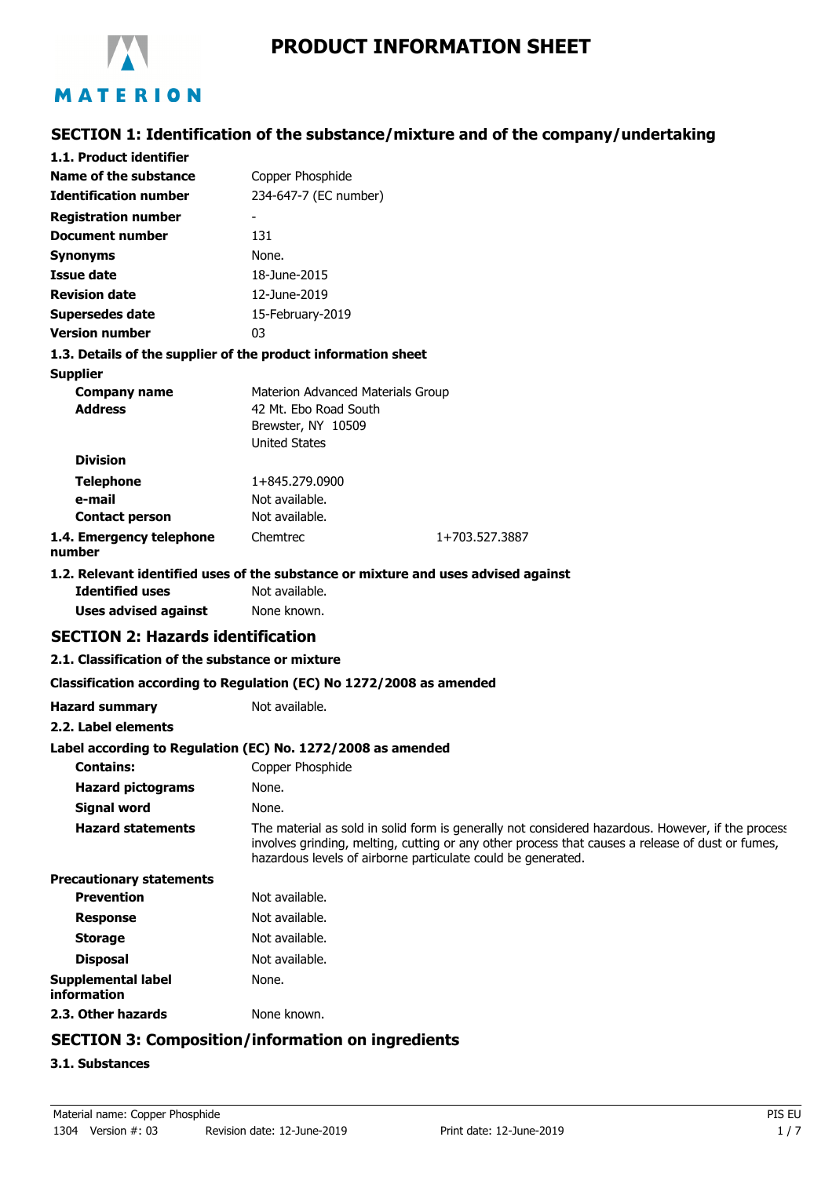MATERION

# PRODUCT INFORMATION SHEET

## SECTION 1: Identification of the substance/mixture and of the company/undertaking

**1.1. Product identifier**

| | |
|---|---|
| **Name of the substance** | Copper Phosphide |
| **Identification number** | 234-647-7 (EC number) |
| **Registration number** | - |
| **Document number** | 131 |
| **Synonyms** | None. |
| **Issue date** | 18-June-2015 |
| **Revision date** | 12-June-2019 |
| **Supersedes date** | 15-February-2019 |
| **Version number** | 03 |

**1.3. Details of the supplier of the product information sheet**

**Supplier**

| | | |
|---|---|---|
| **Company name** | Materion Advanced Materials Group | |
| **Address** | 42 Mt. Ebo Road South<br>Brewster, NY 10509<br>United States | |
| **Division** | | |
| **Telephone** | 1+845.279.0900 | |
| **e-mail** | Not available. | |
| **Contact person** | Not available. | |
| **1.4. Emergency telephone number** | Chemtrec | 1+703.527.3887 |

**1.2. Relevant identified uses of the substance or mixture and uses advised against**

| | |
|---|---|
| **Identified uses** | Not available. |
| **Uses advised against** | None known. |

## SECTION 2: Hazards identification

**2.1. Classification of the substance or mixture**

**Classification according to Regulation (EC) No 1272/2008 as amended**

| | |
|---|---|
| **Hazard summary** | Not available. |

**2.2. Label elements**

**Label according to Regulation (EC) No. 1272/2008 as amended**

| | |
|---|---|
| **Contains:** | Copper Phosphide |
| **Hazard pictograms** | None. |
| **Signal word** | None. |
| **Hazard statements** | The material as sold in solid form is generally not considered hazardous. However, if the process involves grinding, melting, cutting or any other process that causes a release of dust or fumes, hazardous levels of airborne particulate could be generated. |

**Precautionary statements**

| | |
|---|---|
| **Prevention** | Not available. |
| **Response** | Not available. |
| **Storage** | Not available. |
| **Disposal** | Not available. |
| **Supplemental label information** | None. |
| **2.3. Other hazards** | None known. |

## SECTION 3: Composition/information on ingredients

**3.1. Substances**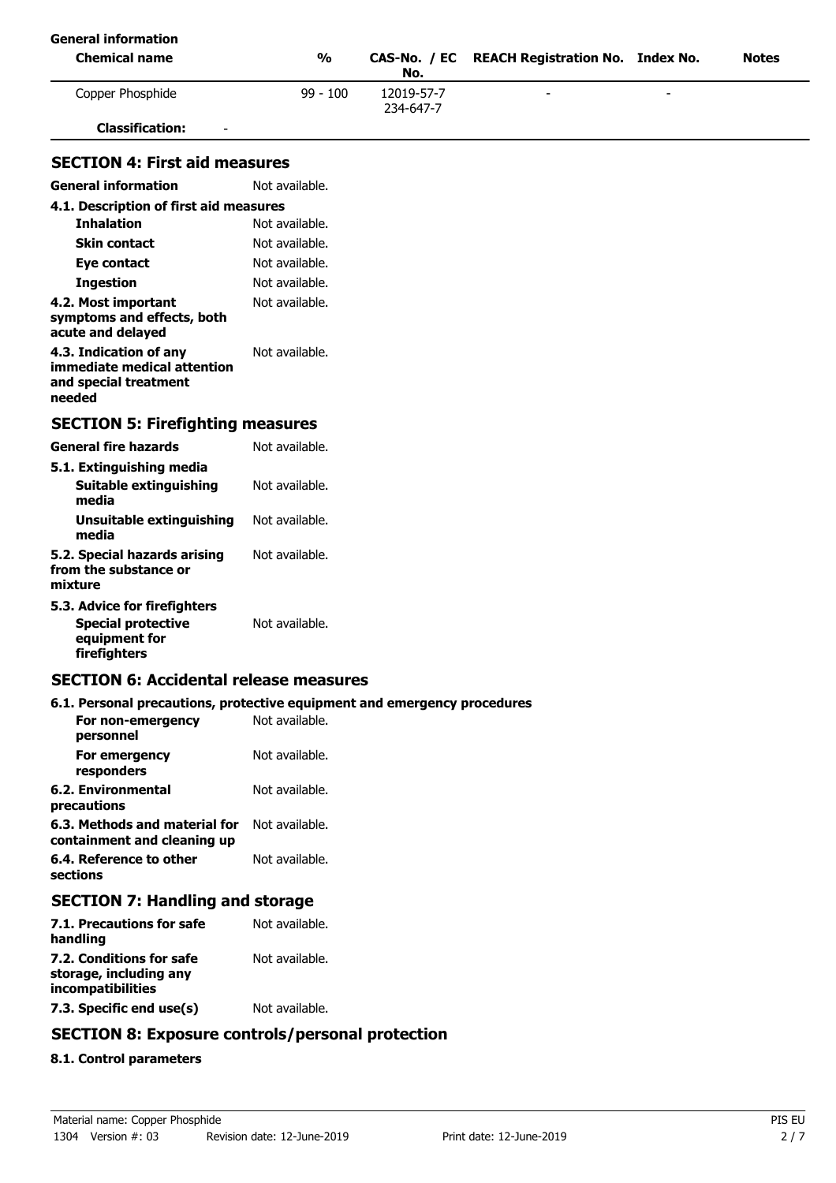**General information**

| Chemical name | % | CAS-No. / EC No. | REACH Registration No. | Index No. | Notes |
|---|---|---|---|---|---|
| Copper Phosphide | 99 - 100 | 12019-57-7 234-647-7 | - | - | |
| **Classification:** | - | | | | |

## SECTION 4: First aid measures

**General information** Not available.

**4.1. Description of first aid measures**

**Inhalation** Not available.

**Skin contact** Not available.

**Eye contact** Not available.

**Ingestion** Not available.

**4.2. Most important symptoms and effects, both acute and delayed** Not available.

**4.3. Indication of any immediate medical attention and special treatment needed** Not available.

## SECTION 5: Firefighting measures

**General fire hazards** Not available.

**5.1. Extinguishing media**

**Suitable extinguishing media** Not available.

**Unsuitable extinguishing media** Not available.

**5.2. Special hazards arising from the substance or mixture** Not available.

**5.3. Advice for firefighters**

**Special protective equipment for firefighters** Not available.

## SECTION 6: Accidental release measures

**6.1. Personal precautions, protective equipment and emergency procedures**

**For non-emergency personnel** Not available.

**For emergency responders** Not available.

**6.2. Environmental precautions** Not available.

**6.3. Methods and material for containment and cleaning up** Not available.

**6.4. Reference to other sections** Not available.

## SECTION 7: Handling and storage

**7.1. Precautions for safe handling** Not available.

**7.2. Conditions for safe storage, including any incompatibilities** Not available.

**7.3. Specific end use(s)** Not available.

## SECTION 8: Exposure controls/personal protection

**8.1. Control parameters**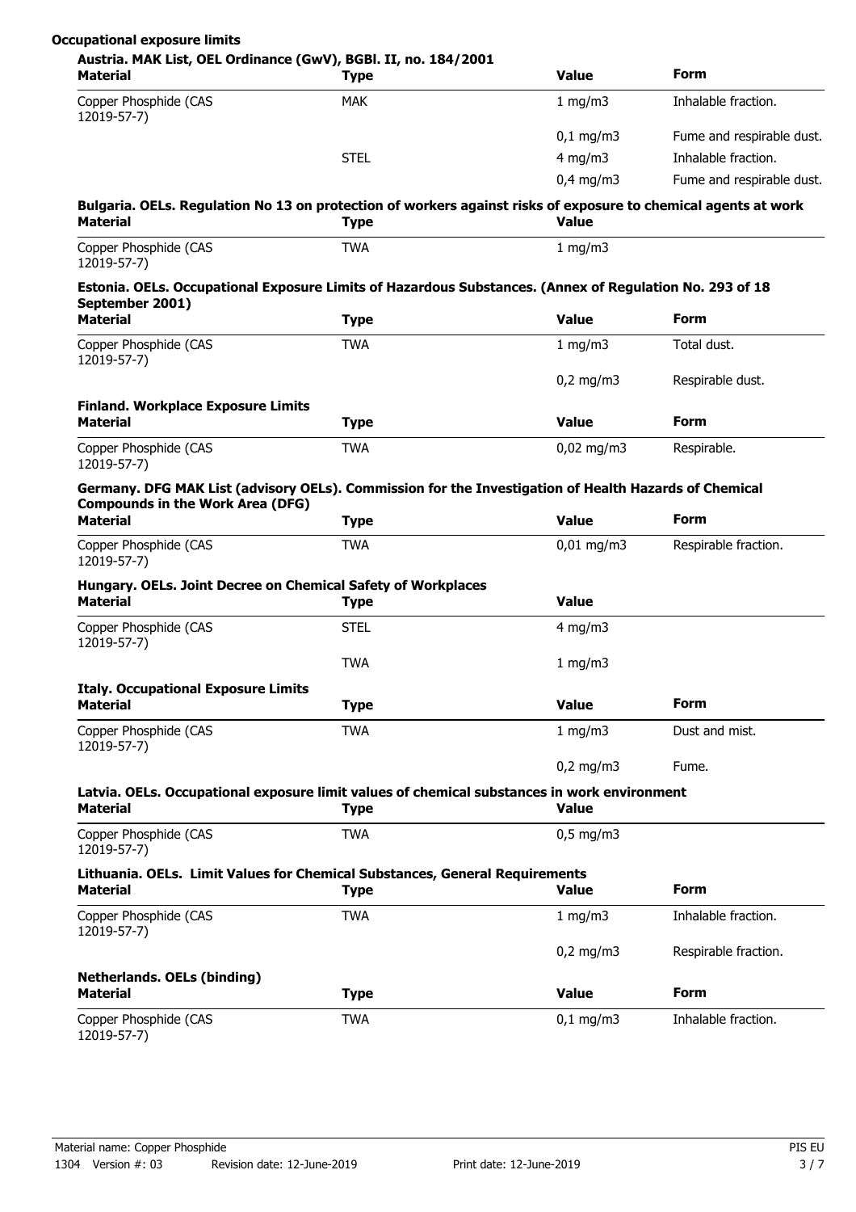**Occupational exposure limits**

**Austria. MAK List, OEL Ordinance (GwV), BGBl. II, no. 184/2001**

| Material | Type | Value | Form |
|---|---|---|---|
| Copper Phosphide (CAS 12019-57-7) | MAK | 1 mg/m3 | Inhalable fraction. |
| | | 0,1 mg/m3 | Fume and respirable dust. |
| | STEL | 4 mg/m3 | Inhalable fraction. |
| | | 0,4 mg/m3 | Fume and respirable dust. |

**Bulgaria. OELs. Regulation No 13 on protection of workers against risks of exposure to chemical agents at work**

| Material | Type | Value |
|---|---|---|
| Copper Phosphide (CAS 12019-57-7) | TWA | 1 mg/m3 |

**Estonia. OELs. Occupational Exposure Limits of Hazardous Substances. (Annex of Regulation No. 293 of 18 September 2001)**

| Material | Type | Value | Form |
|---|---|---|---|
| Copper Phosphide (CAS 12019-57-7) | TWA | 1 mg/m3 | Total dust. |
| | | 0,2 mg/m3 | Respirable dust. |

**Finland. Workplace Exposure Limits**

| Material | Type | Value | Form |
|---|---|---|---|
| Copper Phosphide (CAS 12019-57-7) | TWA | 0,02 mg/m3 | Respirable. |

**Germany. DFG MAK List (advisory OELs). Commission for the Investigation of Health Hazards of Chemical Compounds in the Work Area (DFG)**

| Material | Type | Value | Form |
|---|---|---|---|
| Copper Phosphide (CAS 12019-57-7) | TWA | 0,01 mg/m3 | Respirable fraction. |

**Hungary. OELs. Joint Decree on Chemical Safety of Workplaces**

| Material | Type | Value |
|---|---|---|
| Copper Phosphide (CAS 12019-57-7) | STEL | 4 mg/m3 |
| | TWA | 1 mg/m3 |

**Italy. Occupational Exposure Limits**

| Material | Type | Value | Form |
|---|---|---|---|
| Copper Phosphide (CAS 12019-57-7) | TWA | 1 mg/m3 | Dust and mist. |
| | | 0,2 mg/m3 | Fume. |

**Latvia. OELs. Occupational exposure limit values of chemical substances in work environment**

| Material | Type | Value |
|---|---|---|
| Copper Phosphide (CAS 12019-57-7) | TWA | 0,5 mg/m3 |

**Lithuania. OELs. Limit Values for Chemical Substances, General Requirements**

| Material | Type | Value | Form |
|---|---|---|---|
| Copper Phosphide (CAS 12019-57-7) | TWA | 1 mg/m3 | Inhalable fraction. |
| | | 0,2 mg/m3 | Respirable fraction. |

**Netherlands. OELs (binding)**

| Material | Type | Value | Form |
|---|---|---|---|
| Copper Phosphide (CAS 12019-57-7) | TWA | 0,1 mg/m3 | Inhalable fraction. |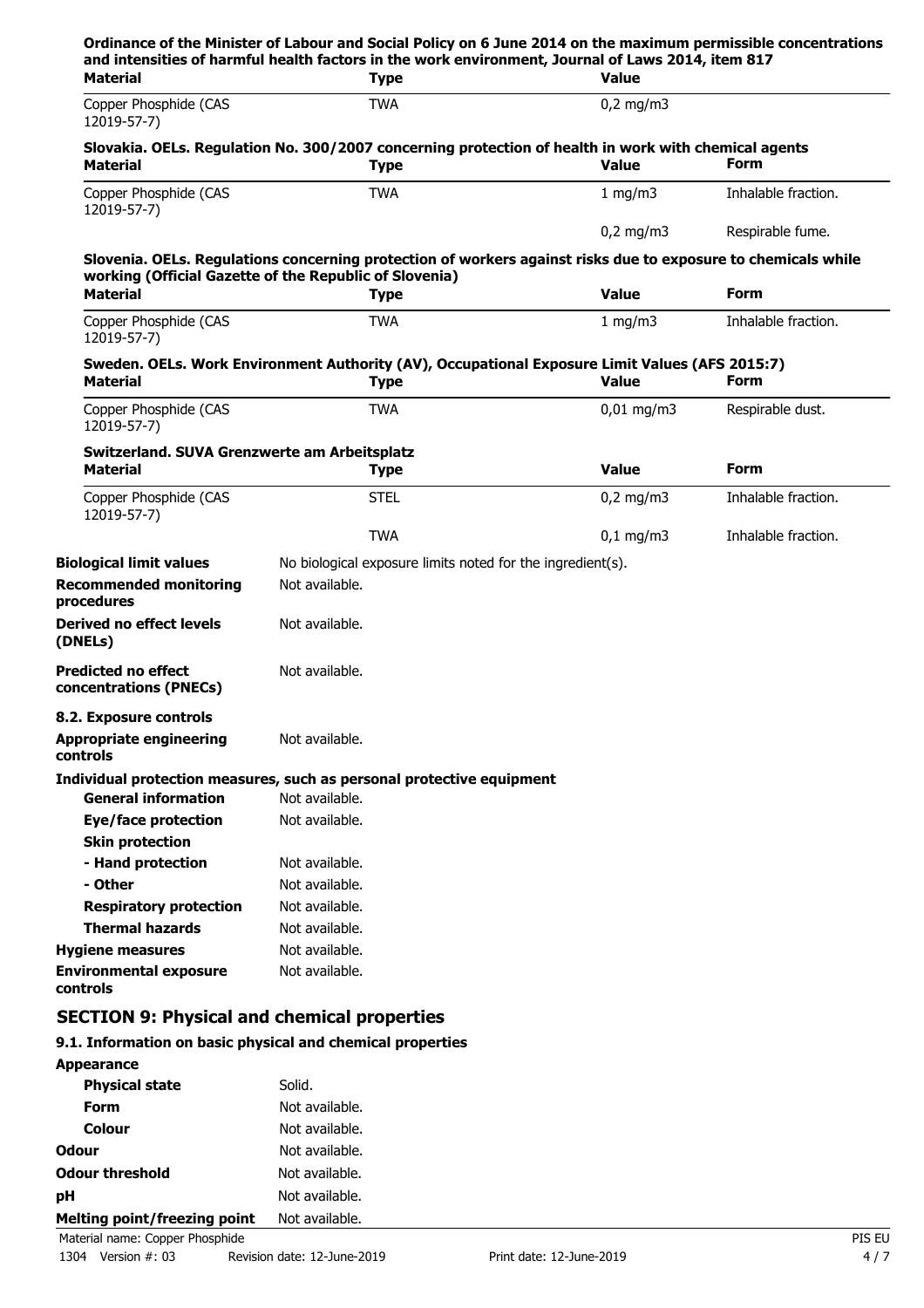**Ordinance of the Minister of Labour and Social Policy on 6 June 2014 on the maximum permissible concentrations and intensities of harmful health factors in the work environment, Journal of Laws 2014, item 817**

| Material | Type | Value |
|---|---|---|
| Copper Phosphide (CAS 12019-57-7) | TWA | 0,2 mg/m3 |

**Slovakia. OELs. Regulation No. 300/2007 concerning protection of health in work with chemical agents**

| Material | Type | Value | Form |
|---|---|---|---|
| Copper Phosphide (CAS 12019-57-7) | TWA | 1 mg/m3 | Inhalable fraction. |
| | | 0,2 mg/m3 | Respirable fume. |

**Slovenia. OELs. Regulations concerning protection of workers against risks due to exposure to chemicals while working (Official Gazette of the Republic of Slovenia)**

| Material | Type | Value | Form |
|---|---|---|---|
| Copper Phosphide (CAS 12019-57-7) | TWA | 1 mg/m3 | Inhalable fraction. |

**Sweden. OELs. Work Environment Authority (AV), Occupational Exposure Limit Values (AFS 2015:7)**

| Material | Type | Value | Form |
|---|---|---|---|
| Copper Phosphide (CAS 12019-57-7) | TWA | 0,01 mg/m3 | Respirable dust. |

**Switzerland. SUVA Grenzwerte am Arbeitsplatz**

| Material | Type | Value | Form |
|---|---|---|---|
| Copper Phosphide (CAS 12019-57-7) | STEL | 0,2 mg/m3 | Inhalable fraction. |
| | TWA | 0,1 mg/m3 | Inhalable fraction. |

**Biological limit values** No biological exposure limits noted for the ingredient(s).

**Recommended monitoring procedures** Not available.

**Derived no effect levels (DNELs)** Not available.

**Predicted no effect concentrations (PNECs)** Not available.

**8.2. Exposure controls**

**Appropriate engineering controls** Not available.

**Individual protection measures, such as personal protective equipment**

**General information** Not available.

**Eye/face protection** Not available.

**Skin protection**

**- Hand protection** Not available.

**- Other** Not available.

**Respiratory protection** Not available.

**Thermal hazards** Not available.

**Hygiene measures** Not available.

**Environmental exposure controls** Not available.

## SECTION 9: Physical and chemical properties

**9.1. Information on basic physical and chemical properties**

**Appearance**

**Physical state** Solid.

**Form** Not available.

**Colour** Not available.

**Odour** Not available.

**Odour threshold** Not available.

**pH** Not available.

**Melting point/freezing point** Not available.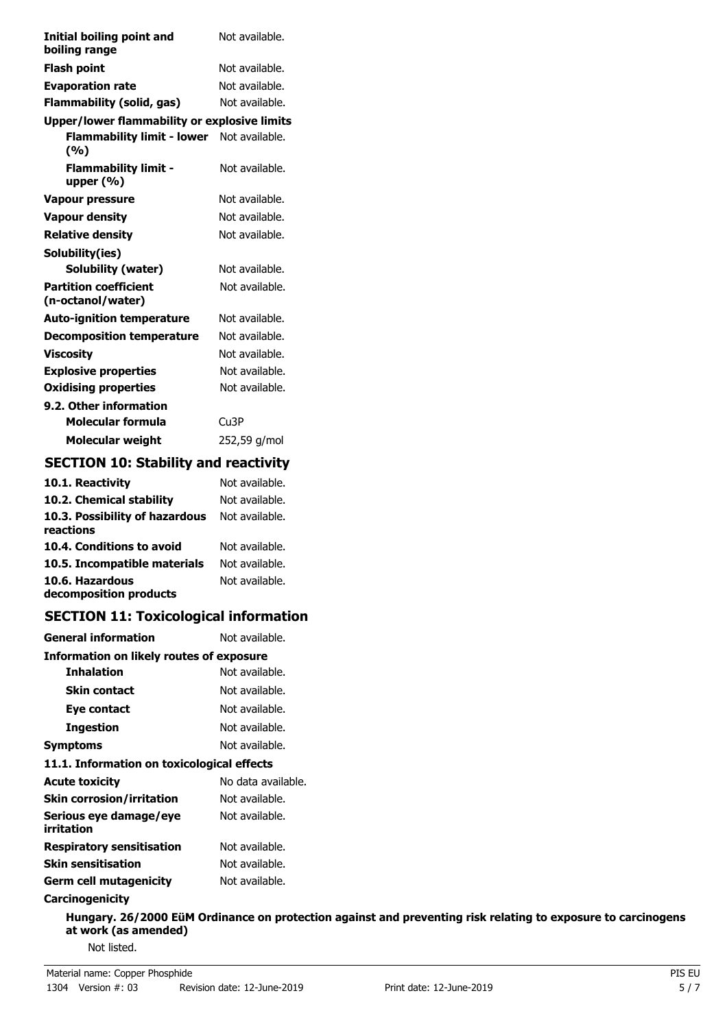| | |
|---|---|
| **Initial boiling point and boiling range** | Not available. |
| **Flash point** | Not available. |
| **Evaporation rate** | Not available. |
| **Flammability (solid, gas)** | Not available. |
| **Upper/lower flammability or explosive limits** | |
| **Flammability limit - lower (%)** | Not available. |
| **Flammability limit - upper (%)** | Not available. |
| **Vapour pressure** | Not available. |
| **Vapour density** | Not available. |
| **Relative density** | Not available. |
| **Solubility(ies)** | |
| **Solubility (water)** | Not available. |
| **Partition coefficient (n-octanol/water)** | Not available. |
| **Auto-ignition temperature** | Not available. |
| **Decomposition temperature** | Not available. |
| **Viscosity** | Not available. |
| **Explosive properties** | Not available. |
| **Oxidising properties** | Not available. |
| **9.2. Other information** | |
| **Molecular formula** | $Cu_3P$ |
| **Molecular weight** | 252,59 g/mol |

## SECTION 10: Stability and reactivity

| | |
|---|---|
| **10.1. Reactivity** | Not available. |
| **10.2. Chemical stability** | Not available. |
| **10.3. Possibility of hazardous reactions** | Not available. |
| **10.4. Conditions to avoid** | Not available. |
| **10.5. Incompatible materials** | Not available. |
| **10.6. Hazardous decomposition products** | Not available. |

## SECTION 11: Toxicological information

| | |
|---|---|
| **General information** | Not available. |
| **Information on likely routes of exposure** | |
| **Inhalation** | Not available. |
| **Skin contact** | Not available. |
| **Eye contact** | Not available. |
| **Ingestion** | Not available. |
| **Symptoms** | Not available. |
| **11.1. Information on toxicological effects** | |
| **Acute toxicity** | No data available. |
| **Skin corrosion/irritation** | Not available. |
| **Serious eye damage/eye irritation** | Not available. |
| **Respiratory sensitisation** | Not available. |
| **Skin sensitisation** | Not available. |
| **Germ cell mutagenicity** | Not available. |

**Carcinogenicity**

**Hungary. 26/2000 EüM Ordinance on protection against and preventing risk relating to exposure to carcinogens at work (as amended)**

Not listed.

Material name: Copper Phosphide

1304 Version #: 03 Revision date: 12-June-2019 Print date: 12-June-2019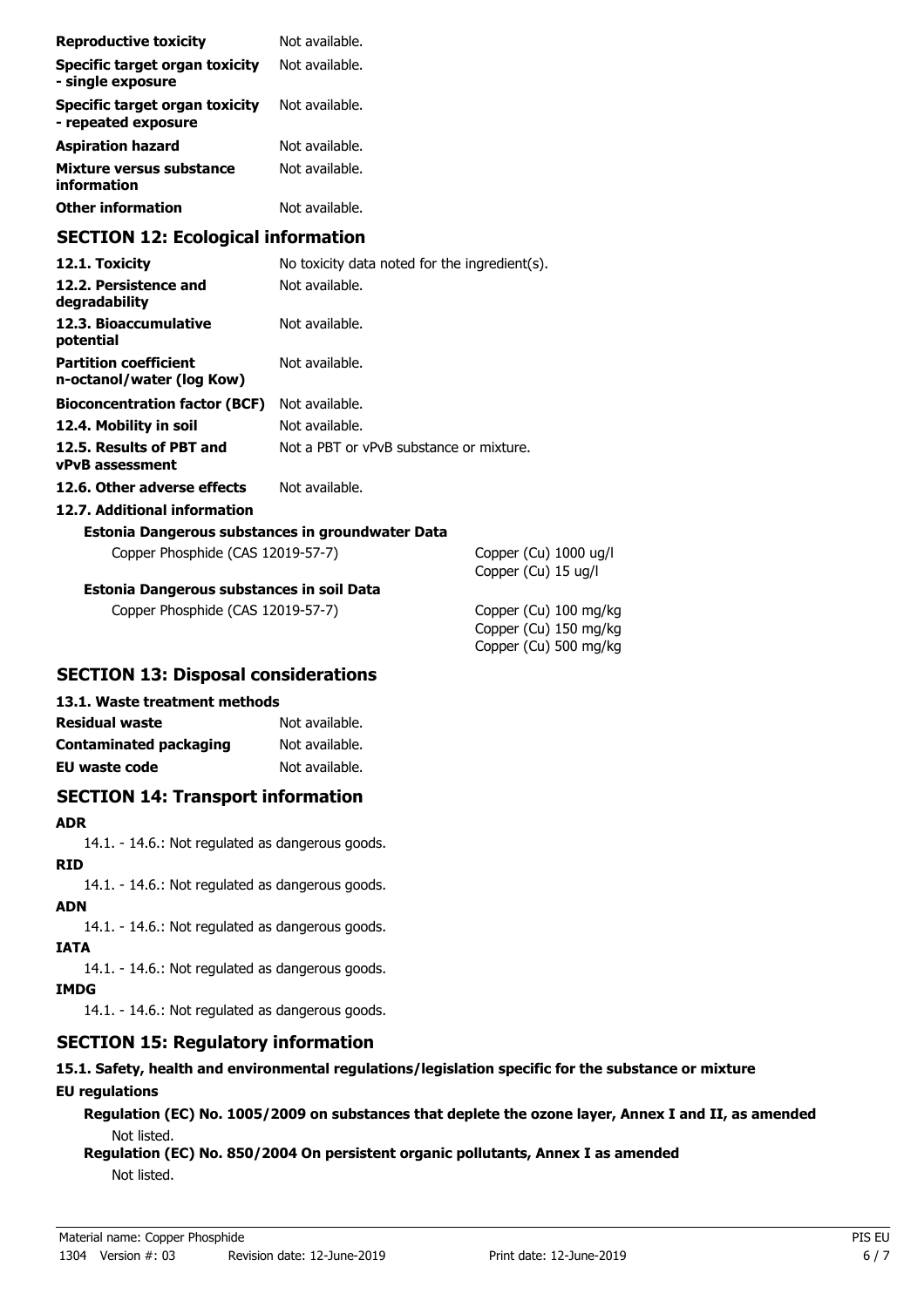| | |
|---|---|
| **Reproductive toxicity** | Not available. |
| **Specific target organ toxicity - single exposure** | Not available. |
| **Specific target organ toxicity - repeated exposure** | Not available. |
| **Aspiration hazard** | Not available. |
| **Mixture versus substance information** | Not available. |
| **Other information** | Not available. |

## SECTION 12: Ecological information

| | |
|---|---|
| **12.1. Toxicity** | No toxicity data noted for the ingredient(s). |
| **12.2. Persistence and degradability** | Not available. |
| **12.3. Bioaccumulative potential** | Not available. |
| **Partition coefficient n-octanol/water (log Kow)** | Not available. |
| **Bioconcentration factor (BCF)** | Not available. |
| **12.4. Mobility in soil** | Not available. |
| **12.5. Results of PBT and vPvB assessment** | Not a PBT or vPvB substance or mixture. |
| **12.6. Other adverse effects** | Not available. |

**12.7. Additional information**

**Estonia Dangerous substances in groundwater Data**

| | |
|---|---|
| Copper Phosphide (CAS 12019-57-7) | Copper (Cu) 1000 ug/l<br>Copper (Cu) 15 ug/l |

**Estonia Dangerous substances in soil Data**

| | |
|---|---|
| Copper Phosphide (CAS 12019-57-7) | Copper (Cu) 100 mg/kg<br>Copper (Cu) 150 mg/kg<br>Copper (Cu) 500 mg/kg |

## SECTION 13: Disposal considerations

**13.1. Waste treatment methods**

| | |
|---|---|
| **Residual waste** | Not available. |
| **Contaminated packaging** | Not available. |
| **EU waste code** | Not available. |

## SECTION 14: Transport information

**ADR**

14.1. - 14.6.: Not regulated as dangerous goods.

**RID**

14.1. - 14.6.: Not regulated as dangerous goods.

**ADN**

14.1. - 14.6.: Not regulated as dangerous goods.

**IATA**

14.1. - 14.6.: Not regulated as dangerous goods.

**IMDG**

14.1. - 14.6.: Not regulated as dangerous goods.

## SECTION 15: Regulatory information

**15.1. Safety, health and environmental regulations/legislation specific for the substance or mixture**

**EU regulations**

**Regulation (EC) No. 1005/2009 on substances that deplete the ozone layer, Annex I and II, as amended**

Not listed.

**Regulation (EC) No. 850/2004 On persistent organic pollutants, Annex I as amended**

Not listed.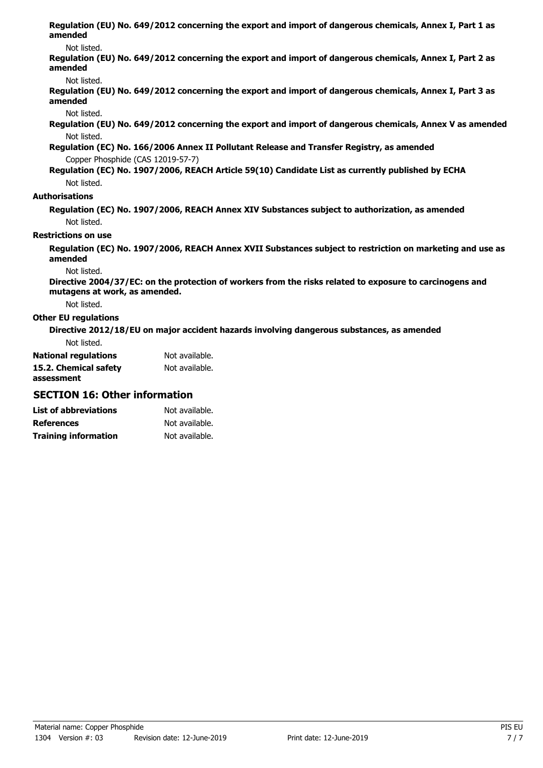**Regulation (EU) No. 649/2012 concerning the export and import of dangerous chemicals, Annex I, Part 1 as amended**

Not listed.

**Regulation (EU) No. 649/2012 concerning the export and import of dangerous chemicals, Annex I, Part 2 as amended**

Not listed.

**Regulation (EU) No. 649/2012 concerning the export and import of dangerous chemicals, Annex I, Part 3 as amended**

Not listed.

**Regulation (EU) No. 649/2012 concerning the export and import of dangerous chemicals, Annex V as amended**

Not listed.

**Regulation (EC) No. 166/2006 Annex II Pollutant Release and Transfer Registry, as amended**

Copper Phosphide (CAS 12019-57-7)

**Regulation (EC) No. 1907/2006, REACH Article 59(10) Candidate List as currently published by ECHA**

Not listed.

**Authorisations**

**Regulation (EC) No. 1907/2006, REACH Annex XIV Substances subject to authorization, as amended**

Not listed.

**Restrictions on use**

**Regulation (EC) No. 1907/2006, REACH Annex XVII Substances subject to restriction on marketing and use as amended**

Not listed.

**Directive 2004/37/EC: on the protection of workers from the risks related to exposure to carcinogens and mutagens at work, as amended.**

Not listed.

**Other EU regulations**

**Directive 2012/18/EU on major accident hazards involving dangerous substances, as amended**

Not listed.

**National regulations** Not available.

**15.2. Chemical safety assessment** Not available.

## SECTION 16: Other information

**List of abbreviations** Not available.

**References** Not available.

**Training information** Not available.